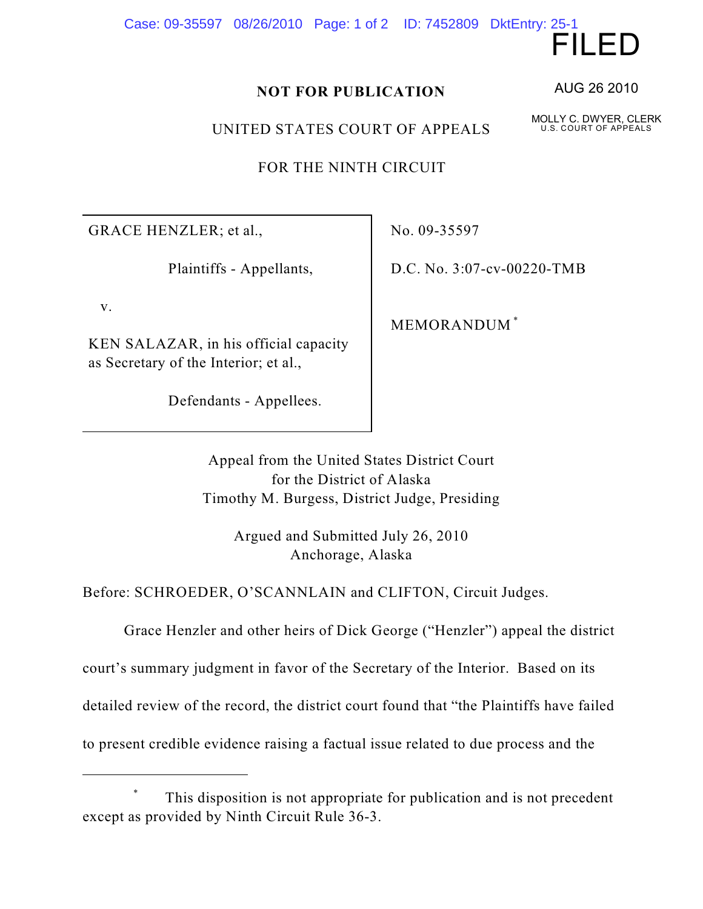FILED

AUG 26 2010

MOLLY C. DWYER, CLERK
U.S. COURT OF APPEALS

**NOT FOR PUBLICATION**

UNITED STATES COURT OF APPEALS

FOR THE NINTH CIRCUIT

| | |
|---|---|
| GRACE HENZLER; et al.,<br><br>Plaintiffs - Appellants,<br><br>v.<br><br>KEN SALAZAR, in his official capacity as Secretary of the Interior; et al.,<br><br>Defendants - Appellees. | No. 09-35597<br><br>D.C. No. 3:07-cv-00220-TMB<br><br>MEMORANDUM [*] |

Appeal from the United States District Court
for the District of Alaska
Timothy M. Burgess, District Judge, Presiding

Argued and Submitted July 26, 2010
Anchorage, Alaska

Before: SCHROEDER, O'SCANNLAIN and CLIFTON, Circuit Judges.

Grace Henzler and other heirs of Dick George ("Henzler") appeal the district court's summary judgment in favor of the Secretary of the Interior. Based on its detailed review of the record, the district court found that "the Plaintiffs have failed to present credible evidence raising a factual issue related to due process and the

---

[*] This disposition is not appropriate for publication and is not precedent except as provided by Ninth Circuit Rule 36-3.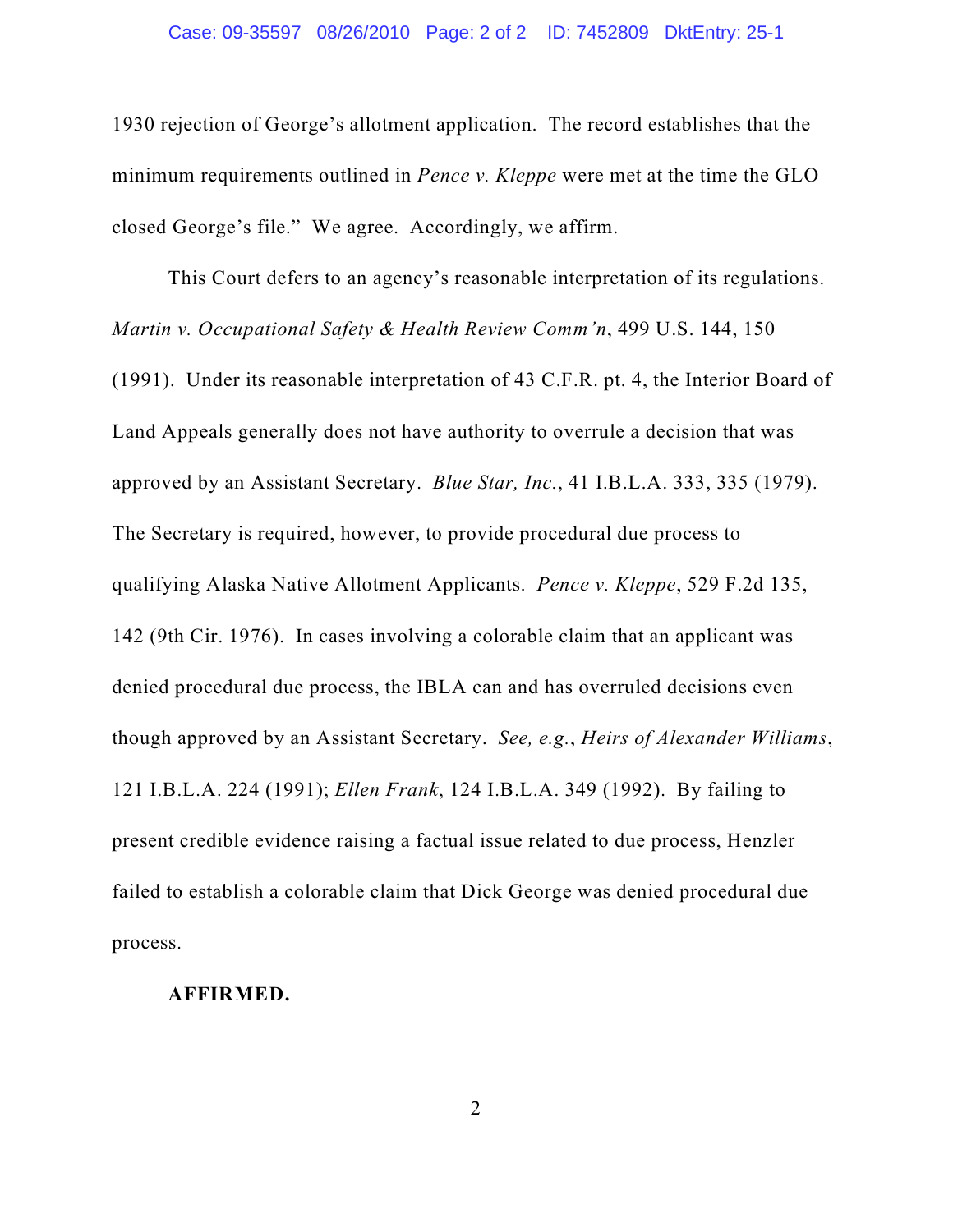1930 rejection of George's allotment application. The record establishes that the minimum requirements outlined in *Pence v. Kleppe* were met at the time the GLO closed George's file." We agree. Accordingly, we affirm.

This Court defers to an agency's reasonable interpretation of its regulations. *Martin v. Occupational Safety & Health Review Comm'n*, 499 U.S. 144, 150 (1991). Under its reasonable interpretation of 43 C.F.R. pt. 4, the Interior Board of Land Appeals generally does not have authority to overrule a decision that was approved by an Assistant Secretary. *Blue Star, Inc.*, 41 I.B.L.A. 333, 335 (1979). The Secretary is required, however, to provide procedural due process to qualifying Alaska Native Allotment Applicants. *Pence v. Kleppe*, 529 F.2d 135, 142 (9th Cir. 1976). In cases involving a colorable claim that an applicant was denied procedural due process, the IBLA can and has overruled decisions even though approved by an Assistant Secretary. *See, e.g.*, *Heirs of Alexander Williams*, 121 I.B.L.A. 224 (1991); *Ellen Frank*, 124 I.B.L.A. 349 (1992). By failing to present credible evidence raising a factual issue related to due process, Henzler failed to establish a colorable claim that Dick George was denied procedural due process.

**AFFIRMED.**